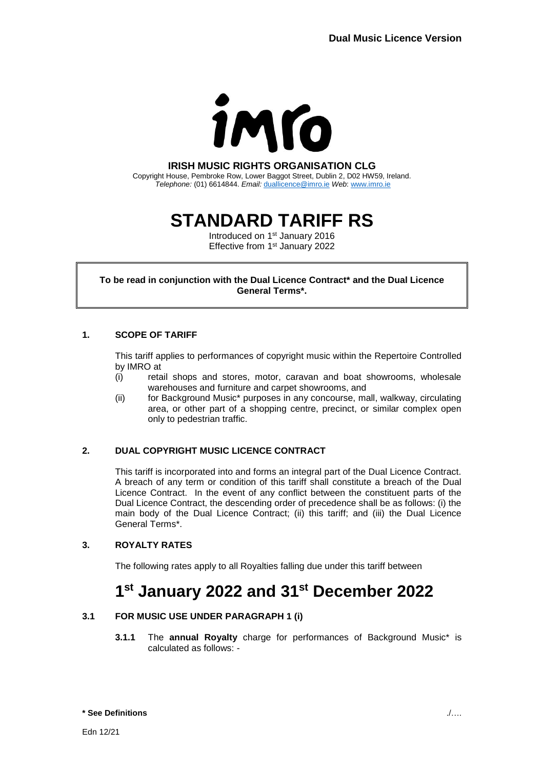**Dual Music Licence Version**

imro

**IRISH MUSIC RIGHTS ORGANISATION CLG**

Copyright House, Pembroke Row, Lower Baggot Street, Dublin 2, D02 HW59, Ireland.
*Telephone:* (01) 6614844. *Email:* duallicence@imro.ie *Web*: www.imro.ie

# STANDARD TARIFF RS

Introduced on 1st January 2016
Effective from 1st January 2022

**To be read in conjunction with the Dual Licence Contract* and the Dual Licence General Terms*.**

## 1. SCOPE OF TARIFF

This tariff applies to performances of copyright music within the Repertoire Controlled by IMRO at

(i) retail shops and stores, motor, caravan and boat showrooms, wholesale warehouses and furniture and carpet showrooms, and

(ii) for Background Music* purposes in any concourse, mall, walkway, circulating area, or other part of a shopping centre, precinct, or similar complex open only to pedestrian traffic.

## 2. DUAL COPYRIGHT MUSIC LICENCE CONTRACT

This tariff is incorporated into and forms an integral part of the Dual Licence Contract. A breach of any term or condition of this tariff shall constitute a breach of the Dual Licence Contract. In the event of any conflict between the constituent parts of the Dual Licence Contract, the descending order of precedence shall be as follows: (i) the main body of the Dual Licence Contract; (ii) this tariff; and (iii) the Dual Licence General Terms*.

## 3. ROYALTY RATES

The following rates apply to all Royalties falling due under this tariff between

# 1st January 2022 and 31st December 2022

### 3.1 FOR MUSIC USE UNDER PARAGRAPH 1 (i)

**3.1.1** The **annual Royalty** charge for performances of Background Music* is calculated as follows: -

**\* See Definitions**

Edn 12/21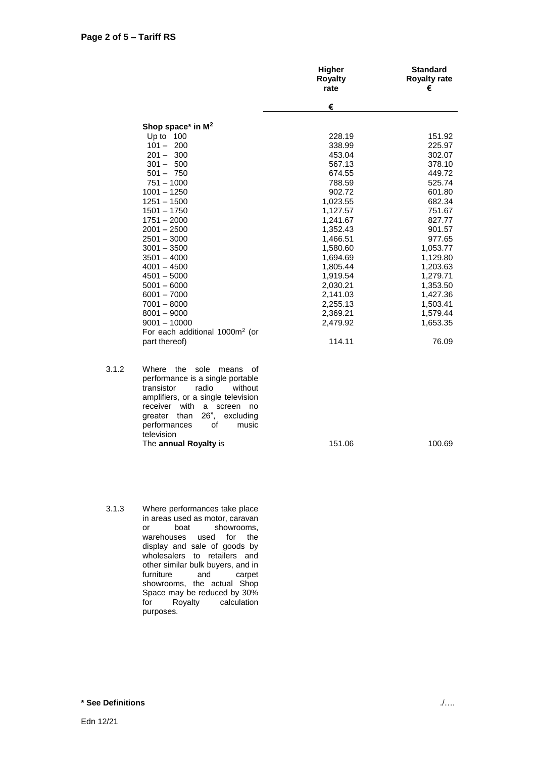| | Higher Royalty rate € | Standard Royalty rate € |
|---|---|---|
| **Shop space* in M²** | | |
| Up to 100 | 228.19 | 151.92 |
| 101 – 200 | 338.99 | 225.97 |
| 201 – 300 | 453.04 | 302.07 |
| 301 – 500 | 567.13 | 378.10 |
| 501 – 750 | 674.55 | 449.72 |
| 751 – 1000 | 788.59 | 525.74 |
| 1001 – 1250 | 902.72 | 601.80 |
| 1251 – 1500 | 1,023.55 | 682.34 |
| 1501 – 1750 | 1,127.57 | 751.67 |
| 1751 – 2000 | 1,241.67 | 827.77 |
| 2001 – 2500 | 1,352.43 | 901.57 |
| 2501 – 3000 | 1,466.51 | 977.65 |
| 3001 – 3500 | 1,580.60 | 1,053.77 |
| 3501 – 4000 | 1,694.69 | 1,129.80 |
| 4001 – 4500 | 1,805.44 | 1,203.63 |
| 4501 – 5000 | 1,919.54 | 1,279.71 |
| 5001 – 6000 | 2,030.21 | 1,353.50 |
| 6001 – 7000 | 2,141.03 | 1,427.36 |
| 7001 – 8000 | 2,255.13 | 1,503.41 |
| 8001 – 9000 | 2,369.21 | 1,579.44 |
| 9001 – 10000 | 2,479.92 | 1,653.35 |
| For each additional 1000m² (or part thereof) | 114.11 | 76.09 |

3.1.2 Where the sole means of performance is a single portable transistor radio without amplifiers, or a single television receiver with a screen no greater than 26", excluding performances of music television

| | Higher Royalty rate € | Standard Royalty rate € |
|---|---|---|
| The **annual Royalty** is | 151.06 | 100.69 |

3.1.3 Where performances take place in areas used as motor, caravan or boat showrooms, warehouses used for the display and sale of goods by wholesalers to retailers and other similar bulk buyers, and in furniture and carpet showrooms, the actual Shop Space may be reduced by 30% for Royalty calculation purposes.

**\* See Definitions**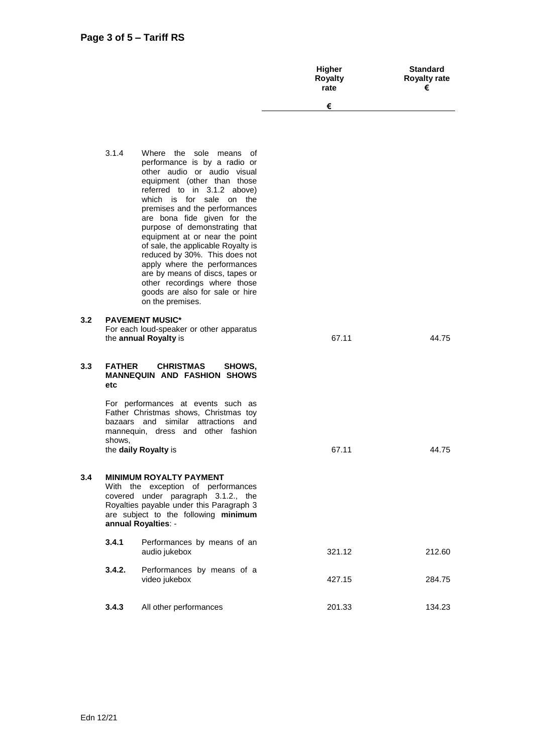| | | | Higher Royalty rate | Standard Royalty rate |
|---|---|---|---|---|
| | | | € | € |
| | 3.1.4 | Where the sole means of performance is by a radio or other audio or audio visual equipment (other than those referred to in 3.1.2 above) which is for sale on the premises and the performances are bona fide given for the purpose of demonstrating that equipment at or near the point of sale, the applicable Royalty is reduced by 30%. This does not apply where the performances are by means of discs, tapes or other recordings where those goods are also for sale or hire on the premises. | | |
| **3.2** | **PAVEMENT MUSIC*** For each loud-speaker or other apparatus the **annual Royalty** is | | 67.11 | 44.75 |
| **3.3** | **FATHER CHRISTMAS SHOWS, MANNEQUIN AND FASHION SHOWS etc** For performances at events such as Father Christmas shows, Christmas toy bazaars and similar attractions and mannequin, dress and other fashion shows, the **daily Royalty** is | | 67.11 | 44.75 |
| **3.4** | **MINIMUM ROYALTY PAYMENT** With the exception of performances covered under paragraph 3.1.2., the Royalties payable under this Paragraph 3 are subject to the following **minimum annual Royalties**: - | | | |
| | **3.4.1** | Performances by means of an audio jukebox | 321.12 | 212.60 |
| | **3.4.2.** | Performances by means of a video jukebox | 427.15 | 284.75 |
| | **3.4.3** | All other performances | 201.33 | 134.23 |

Edn 12/21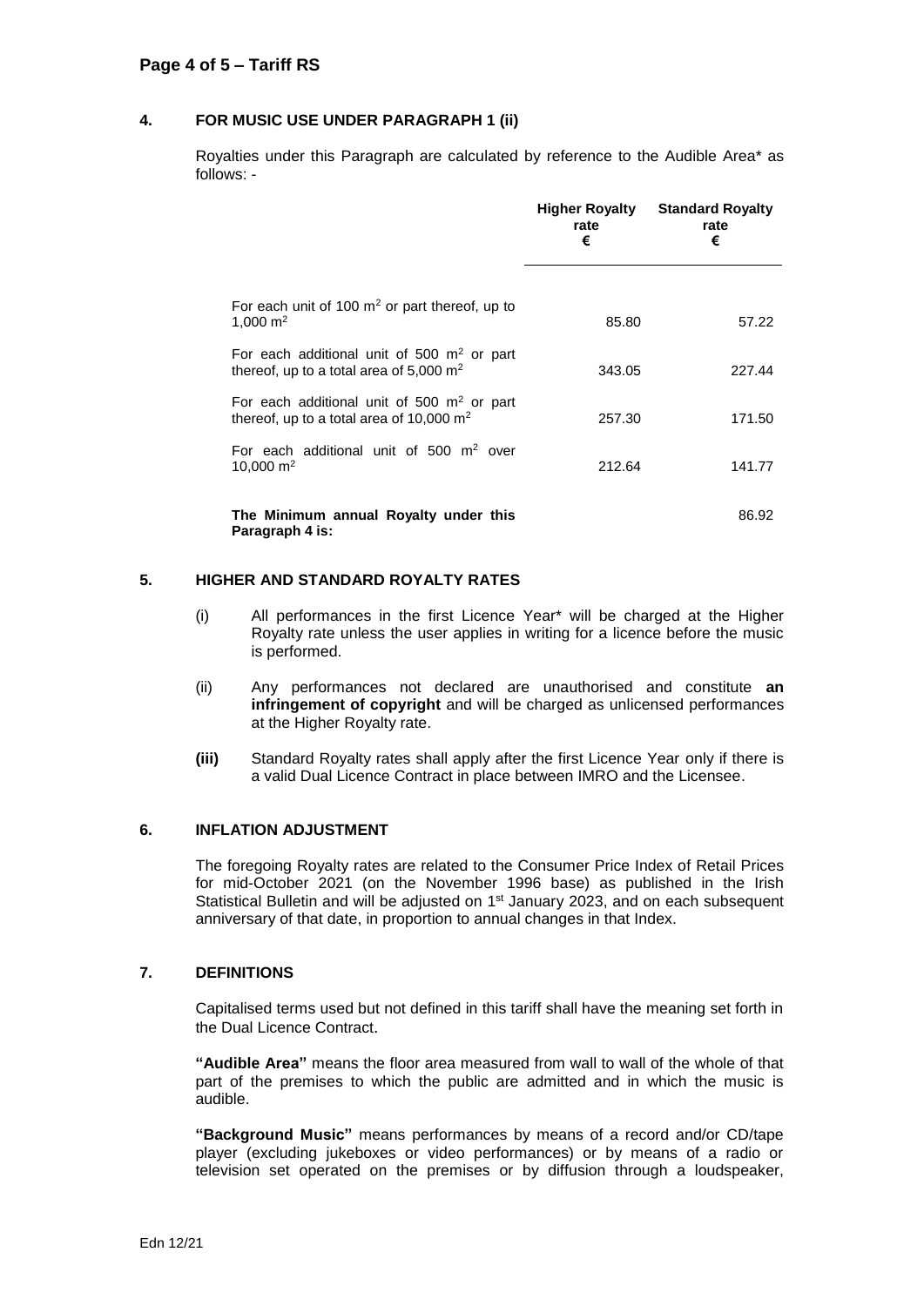## 4. FOR MUSIC USE UNDER PARAGRAPH 1 (ii)

Royalties under this Paragraph are calculated by reference to the Audible Area* as follows: -

| | Higher Royalty rate € | Standard Royalty rate € |
|---|---|---|
| For each unit of 100 $m^2$ or part thereof, up to 1,000 $m^2$ | 85.80 | 57.22 |
| For each additional unit of 500 $m^2$ or part thereof, up to a total area of 5,000 $m^2$ | 343.05 | 227.44 |
| For each additional unit of 500 $m^2$ or part thereof, up to a total area of 10,000 $m^2$ | 257.30 | 171.50 |
| For each additional unit of 500 $m^2$ over 10,000 $m^2$ | 212.64 | 141.77 |
| **The Minimum annual Royalty under this Paragraph 4 is:** | | 86.92 |

## 5. HIGHER AND STANDARD ROYALTY RATES

(i) All performances in the first Licence Year* will be charged at the Higher Royalty rate unless the user applies in writing for a licence before the music is performed.

(ii) Any performances not declared are unauthorised and constitute **an infringement of copyright** and will be charged as unlicensed performances at the Higher Royalty rate.

**(iii)** Standard Royalty rates shall apply after the first Licence Year only if there is a valid Dual Licence Contract in place between IMRO and the Licensee.

## 6. INFLATION ADJUSTMENT

The foregoing Royalty rates are related to the Consumer Price Index of Retail Prices for mid-October 2021 (on the November 1996 base) as published in the Irish Statistical Bulletin and will be adjusted on 1st January 2023, and on each subsequent anniversary of that date, in proportion to annual changes in that Index.

## 7. DEFINITIONS

Capitalised terms used but not defined in this tariff shall have the meaning set forth in the Dual Licence Contract.

**"Audible Area"** means the floor area measured from wall to wall of the whole of that part of the premises to which the public are admitted and in which the music is audible.

**"Background Music"** means performances by means of a record and/or CD/tape player (excluding jukeboxes or video performances) or by means of a radio or television set operated on the premises or by diffusion through a loudspeaker,

Edn 12/21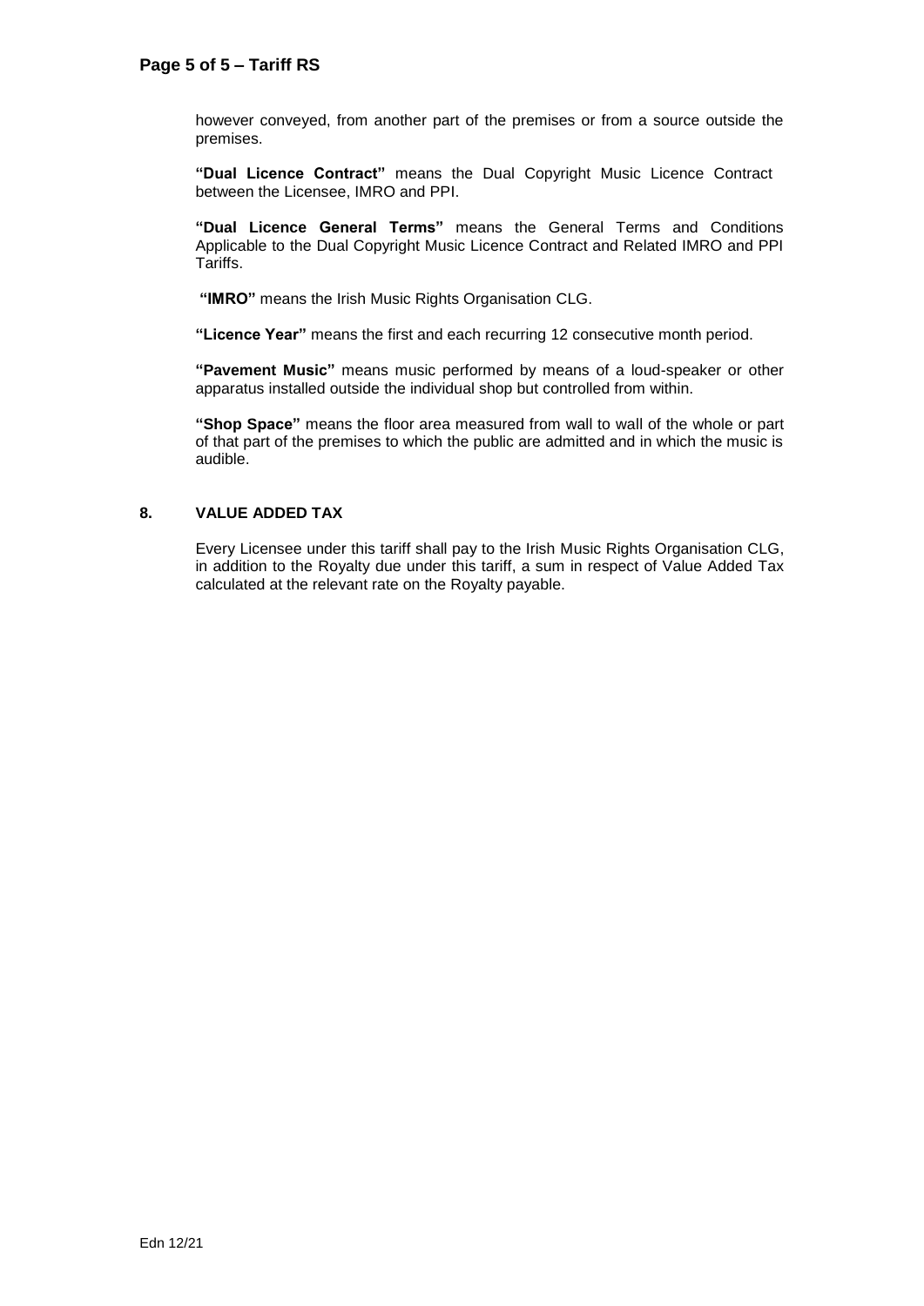however conveyed, from another part of the premises or from a source outside the premises.

**"Dual Licence Contract"** means the Dual Copyright Music Licence Contract between the Licensee, IMRO and PPI.

**"Dual Licence General Terms"** means the General Terms and Conditions Applicable to the Dual Copyright Music Licence Contract and Related IMRO and PPI Tariffs.

**"IMRO"** means the Irish Music Rights Organisation CLG.

**"Licence Year"** means the first and each recurring 12 consecutive month period.

**"Pavement Music"** means music performed by means of a loud-speaker or other apparatus installed outside the individual shop but controlled from within.

**"Shop Space"** means the floor area measured from wall to wall of the whole or part of that part of the premises to which the public are admitted and in which the music is audible.

## 8. VALUE ADDED TAX

Every Licensee under this tariff shall pay to the Irish Music Rights Organisation CLG, in addition to the Royalty due under this tariff, a sum in respect of Value Added Tax calculated at the relevant rate on the Royalty payable.

Edn 12/21